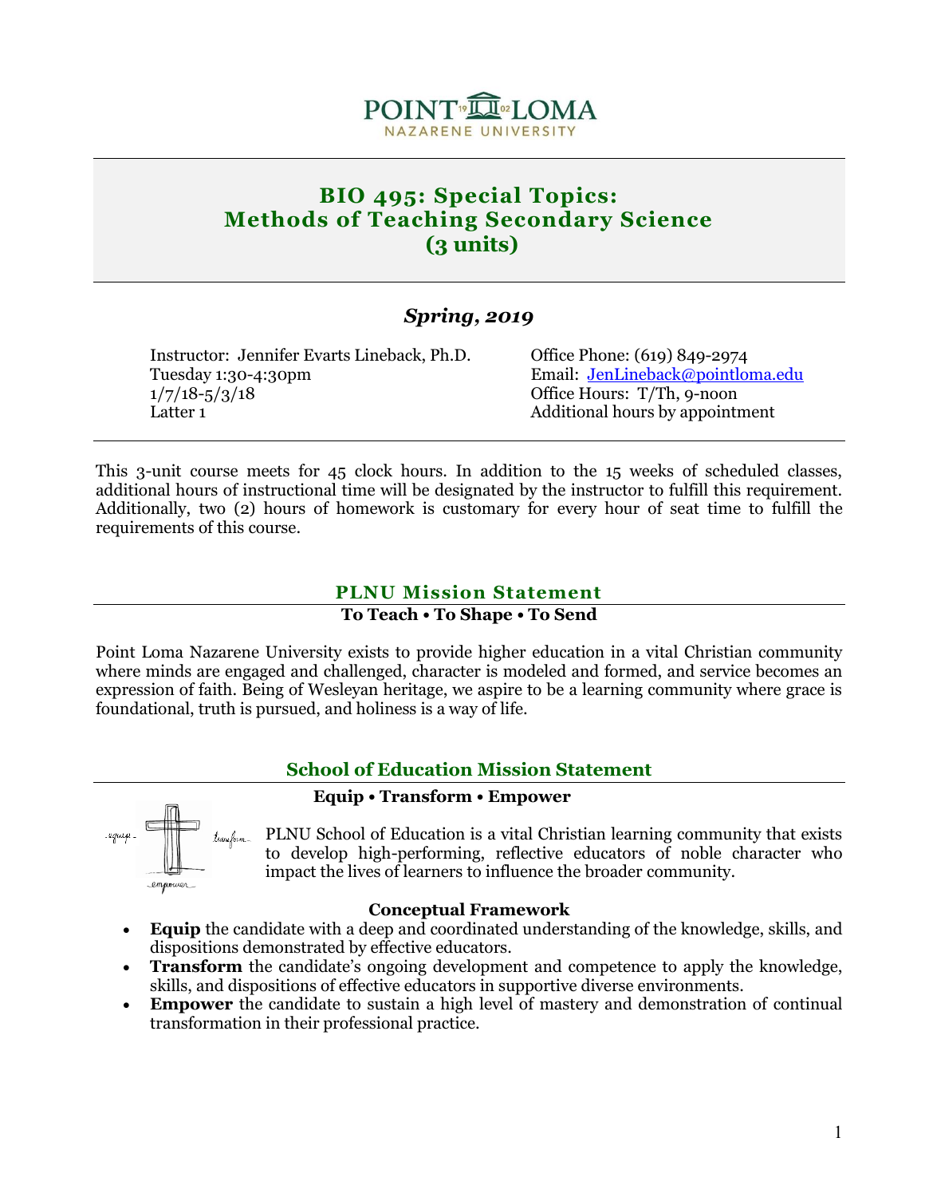# BIO 495: Special Topics: Methods of Teaching Secondary Science (3 units)

## *Spring, 2019*

Instructor: Jennifer Evarts Lineback, Ph.D.
Tuesday 1:30-4:30pm
1/7/18-5/3/18
Latter 1

Office Phone: (619) 849-2974
Email: [JenLineback@pointloma.edu](mailto:JenLineback@pointloma.edu)
Office Hours: T/Th, 9-noon
Additional hours by appointment

This 3-unit course meets for 45 clock hours. In addition to the 15 weeks of scheduled classes, additional hours of instructional time will be designated by the instructor to fulfill this requirement. Additionally, two (2) hours of homework is customary for every hour of seat time to fulfill the requirements of this course.

## PLNU Mission Statement

**To Teach • To Shape • To Send**

Point Loma Nazarene University exists to provide higher education in a vital Christian community where minds are engaged and challenged, character is modeled and formed, and service becomes an expression of faith. Being of Wesleyan heritage, we aspire to be a learning community where grace is foundational, truth is pursued, and holiness is a way of life.

## School of Education Mission Statement

**Equip • Transform • Empower**

PLNU School of Education is a vital Christian learning community that exists to develop high-performing, reflective educators of noble character who impact the lives of learners to influence the broader community.

**Conceptual Framework**

- **Equip** the candidate with a deep and coordinated understanding of the knowledge, skills, and dispositions demonstrated by effective educators.
- **Transform** the candidate's ongoing development and competence to apply the knowledge, skills, and dispositions of effective educators in supportive diverse environments.
- **Empower** the candidate to sustain a high level of mastery and demonstration of continual transformation in their professional practice.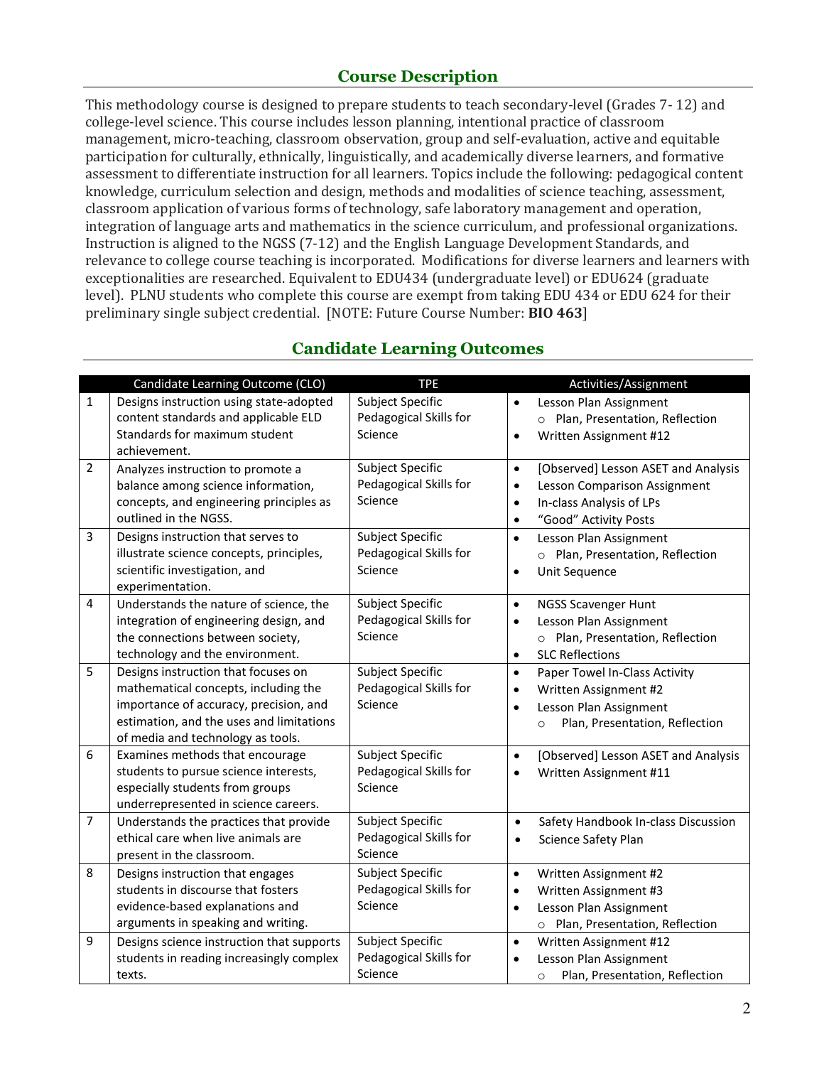## Course Description

This methodology course is designed to prepare students to teach secondary-level (Grades 7- 12) and college-level science. This course includes lesson planning, intentional practice of classroom management, micro-teaching, classroom observation, group and self-evaluation, active and equitable participation for culturally, ethnically, linguistically, and academically diverse learners, and formative assessment to differentiate instruction for all learners. Topics include the following: pedagogical content knowledge, curriculum selection and design, methods and modalities of science teaching, assessment, classroom application of various forms of technology, safe laboratory management and operation, integration of language arts and mathematics in the science curriculum, and professional organizations. Instruction is aligned to the NGSS (7-12) and the English Language Development Standards, and relevance to college course teaching is incorporated. Modifications for diverse learners and learners with exceptionalities are researched. Equivalent to EDU434 (undergraduate level) or EDU624 (graduate level). PLNU students who complete this course are exempt from taking EDU 434 or EDU 624 for their preliminary single subject credential. [NOTE: Future Course Number: **BIO 463**]

## Candidate Learning Outcomes

| | Candidate Learning Outcome (CLO) | TPE | Activities/Assignment |
|---|---|---|---|
| 1 | Designs instruction using state-adopted content standards and applicable ELD Standards for maximum student achievement. | Subject Specific Pedagogical Skills for Science | • Lesson Plan Assignment<br>  ○ Plan, Presentation, Reflection<br>• Written Assignment #12 |
| 2 | Analyzes instruction to promote a balance among science information, concepts, and engineering principles as outlined in the NGSS. | Subject Specific Pedagogical Skills for Science | • [Observed] Lesson ASET and Analysis<br>• Lesson Comparison Assignment<br>• In-class Analysis of LPs<br>• "Good" Activity Posts |
| 3 | Designs instruction that serves to illustrate science concepts, principles, scientific investigation, and experimentation. | Subject Specific Pedagogical Skills for Science | • Lesson Plan Assignment<br>  ○ Plan, Presentation, Reflection<br>• Unit Sequence |
| 4 | Understands the nature of science, the integration of engineering design, and the connections between society, technology and the environment. | Subject Specific Pedagogical Skills for Science | • NGSS Scavenger Hunt<br>• Lesson Plan Assignment<br>  ○ Plan, Presentation, Reflection<br>• SLC Reflections |
| 5 | Designs instruction that focuses on mathematical concepts, including the importance of accuracy, precision, and estimation, and the uses and limitations of media and technology as tools. | Subject Specific Pedagogical Skills for Science | • Paper Towel In-Class Activity<br>• Written Assignment #2<br>• Lesson Plan Assignment<br>  ○ Plan, Presentation, Reflection |
| 6 | Examines methods that encourage students to pursue science interests, especially students from groups underrepresented in science careers. | Subject Specific Pedagogical Skills for Science | • [Observed] Lesson ASET and Analysis<br>• Written Assignment #11 |
| 7 | Understands the practices that provide ethical care when live animals are present in the classroom. | Subject Specific Pedagogical Skills for Science | • Safety Handbook In-class Discussion<br>• Science Safety Plan |
| 8 | Designs instruction that engages students in discourse that fosters evidence-based explanations and arguments in speaking and writing. | Subject Specific Pedagogical Skills for Science | • Written Assignment #2<br>• Written Assignment #3<br>• Lesson Plan Assignment<br>  ○ Plan, Presentation, Reflection |
| 9 | Designs science instruction that supports students in reading increasingly complex texts. | Subject Specific Pedagogical Skills for Science | • Written Assignment #12<br>• Lesson Plan Assignment<br>  ○ Plan, Presentation, Reflection |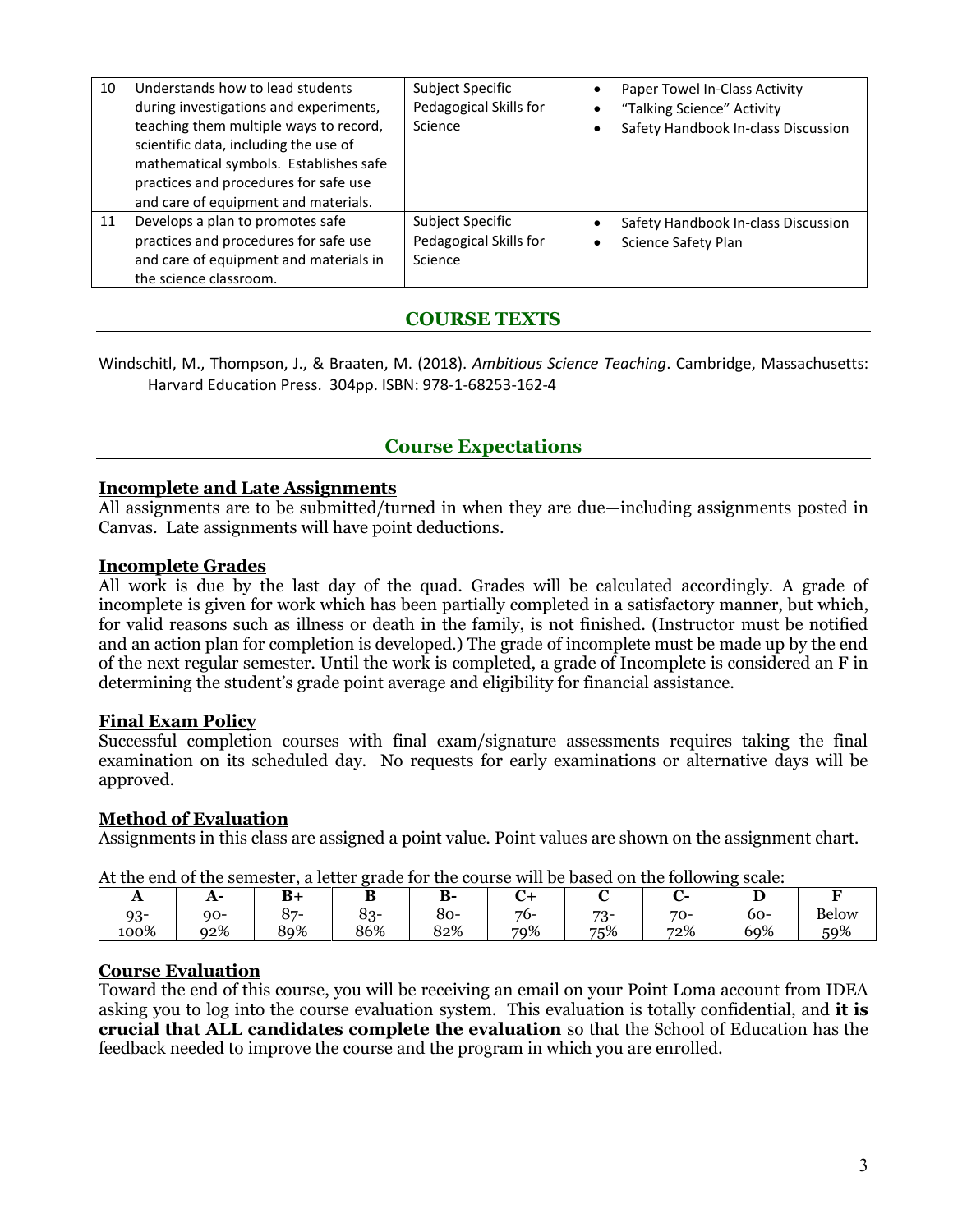| 10 | Understands how to lead students during investigations and experiments, teaching them multiple ways to record, scientific data, including the use of mathematical symbols. Establishes safe practices and procedures for safe use and care of equipment and materials. | Subject Specific Pedagogical Skills for Science | • Paper Towel In-Class Activity<br>• "Talking Science" Activity<br>• Safety Handbook In-class Discussion |
|---|---|---|---|
| 11 | Develops a plan to promotes safe practices and procedures for safe use and care of equipment and materials in the science classroom. | Subject Specific Pedagogical Skills for Science | • Safety Handbook In-class Discussion<br>• Science Safety Plan |

## COURSE TEXTS

Windschitl, M., Thompson, J., & Braaten, M. (2018). *Ambitious Science Teaching*. Cambridge, Massachusetts: Harvard Education Press. 304pp. ISBN: 978-1-68253-162-4

## Course Expectations

### Incomplete and Late Assignments

All assignments are to be submitted/turned in when they are due—including assignments posted in Canvas. Late assignments will have point deductions.

### Incomplete Grades

All work is due by the last day of the quad. Grades will be calculated accordingly. A grade of incomplete is given for work which has been partially completed in a satisfactory manner, but which, for valid reasons such as illness or death in the family, is not finished. (Instructor must be notified and an action plan for completion is developed.) The grade of incomplete must be made up by the end of the next regular semester. Until the work is completed, a grade of Incomplete is considered an F in determining the student's grade point average and eligibility for financial assistance.

### Final Exam Policy

Successful completion courses with final exam/signature assessments requires taking the final examination on its scheduled day. No requests for early examinations or alternative days will be approved.

### Method of Evaluation

Assignments in this class are assigned a point value. Point values are shown on the assignment chart.

At the end of the semester, a letter grade for the course will be based on the following scale:

| A | A- | B+ | B | B- | C+ | C | C- | D | F |
|---|---|---|---|---|---|---|---|---|---|
| 93-100% | 90-92% | 87-89% | 83-86% | 80-82% | 76-79% | 73-75% | 70-72% | 60-69% | Below 59% |

### Course Evaluation

Toward the end of this course, you will be receiving an email on your Point Loma account from IDEA asking you to log into the course evaluation system. This evaluation is totally confidential, and **it is crucial that ALL candidates complete the evaluation** so that the School of Education has the feedback needed to improve the course and the program in which you are enrolled.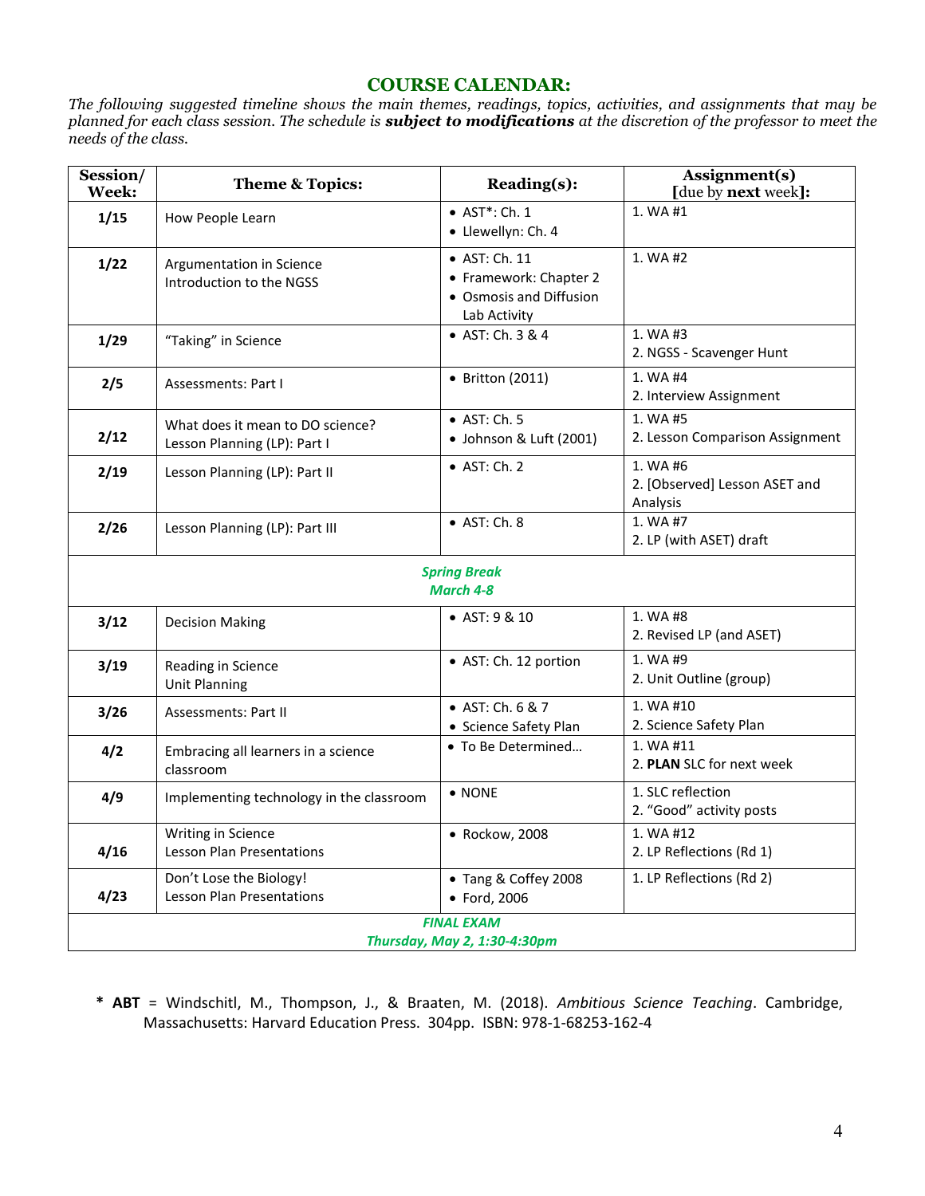## COURSE CALENDAR:

*The following suggested timeline shows the main themes, readings, topics, activities, and assignments that may be planned for each class session. The schedule is **subject to modifications** at the discretion of the professor to meet the needs of the class.*

| Session/ Week: | Theme & Topics: | Reading(s): | Assignment(s) [due by **next** week]: |
|---|---|---|---|
| 1/15 | How People Learn | • AST*: Ch. 1<br>• Llewellyn: Ch. 4 | 1. WA #1 |
| 1/22 | Argumentation in Science<br>Introduction to the NGSS | • AST: Ch. 11<br>• Framework: Chapter 2<br>• Osmosis and Diffusion Lab Activity | 1. WA #2 |
| 1/29 | "Taking" in Science | • AST: Ch. 3 & 4 | 1. WA #3<br>2. NGSS - Scavenger Hunt |
| 2/5 | Assessments: Part I | • Britton (2011) | 1. WA #4<br>2. Interview Assignment |
| 2/12 | What does it mean to DO science?<br>Lesson Planning (LP): Part I | • AST: Ch. 5<br>• Johnson & Luft (2001) | 1. WA #5<br>2. Lesson Comparison Assignment |
| 2/19 | Lesson Planning (LP): Part II | • AST: Ch. 2 | 1. WA #6<br>2. [Observed] Lesson ASET and Analysis |
| 2/26 | Lesson Planning (LP): Part III | • AST: Ch. 8 | 1. WA #7<br>2. LP (with ASET) draft |
| | ***Spring Break March 4-8*** | | |
| 3/12 | Decision Making | • AST: 9 & 10 | 1. WA #8<br>2. Revised LP (and ASET) |
| 3/19 | Reading in Science<br>Unit Planning | • AST: Ch. 12 portion | 1. WA #9<br>2. Unit Outline (group) |
| 3/26 | Assessments: Part II | • AST: Ch. 6 & 7<br>• Science Safety Plan | 1. WA #10<br>2. Science Safety Plan |
| 4/2 | Embracing all learners in a science classroom | • To Be Determined… | 1. WA #11<br>2. **PLAN** SLC for next week |
| 4/9 | Implementing technology in the classroom | • NONE | 1. SLC reflection<br>2. "Good" activity posts |
| 4/16 | Writing in Science<br>Lesson Plan Presentations | • Rockow, 2008 | 1. WA #12<br>2. LP Reflections (Rd 1) |
| 4/23 | Don't Lose the Biology!<br>Lesson Plan Presentations | • Tang & Coffey 2008<br>• Ford, 2006 | 1. LP Reflections (Rd 2) |
| | ***FINAL EXAM Thursday, May 2, 1:30-4:30pm*** | | |

\* **ABT** = Windschitl, M., Thompson, J., & Braaten, M. (2018). *Ambitious Science Teaching*. Cambridge, Massachusetts: Harvard Education Press. 304pp. ISBN: 978-1-68253-162-4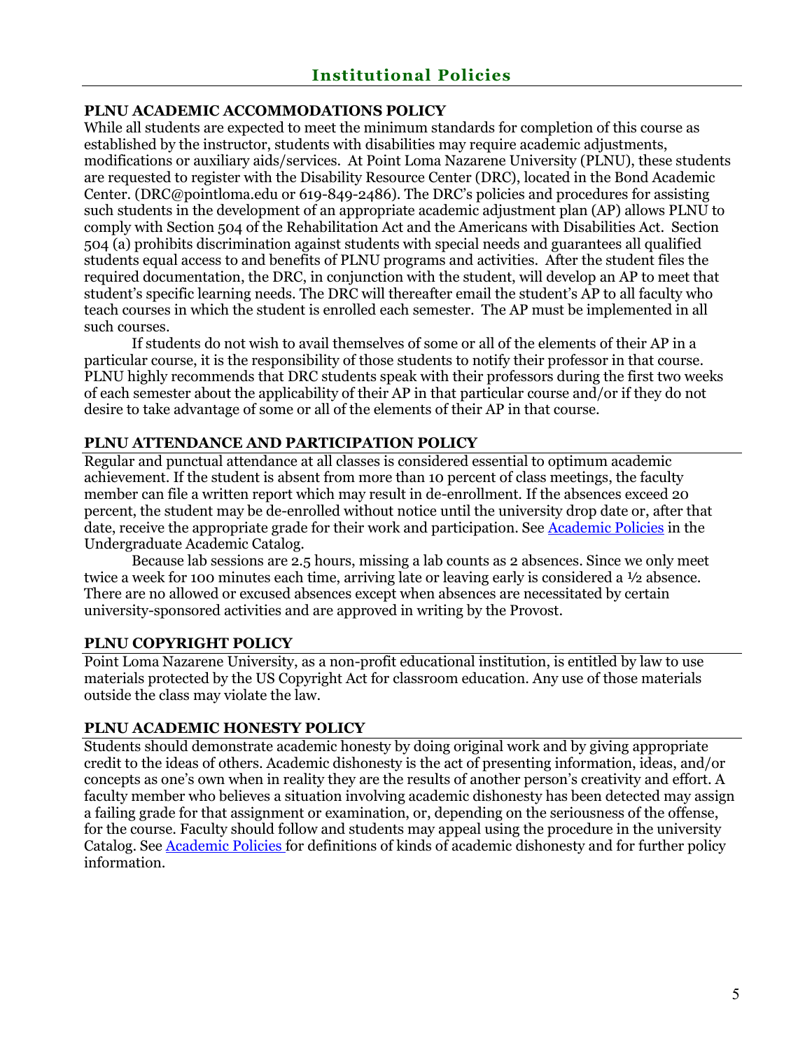## Institutional Policies

### PLNU ACADEMIC ACCOMMODATIONS POLICY

While all students are expected to meet the minimum standards for completion of this course as established by the instructor, students with disabilities may require academic adjustments, modifications or auxiliary aids/services. At Point Loma Nazarene University (PLNU), these students are requested to register with the Disability Resource Center (DRC), located in the Bond Academic Center. (DRC@pointloma.edu or 619-849-2486). The DRC's policies and procedures for assisting such students in the development of an appropriate academic adjustment plan (AP) allows PLNU to comply with Section 504 of the Rehabilitation Act and the Americans with Disabilities Act. Section 504 (a) prohibits discrimination against students with special needs and guarantees all qualified students equal access to and benefits of PLNU programs and activities. After the student files the required documentation, the DRC, in conjunction with the student, will develop an AP to meet that student's specific learning needs. The DRC will thereafter email the student's AP to all faculty who teach courses in which the student is enrolled each semester. The AP must be implemented in all such courses.

If students do not wish to avail themselves of some or all of the elements of their AP in a particular course, it is the responsibility of those students to notify their professor in that course. PLNU highly recommends that DRC students speak with their professors during the first two weeks of each semester about the applicability of their AP in that particular course and/or if they do not desire to take advantage of some or all of the elements of their AP in that course.

### PLNU ATTENDANCE AND PARTICIPATION POLICY

Regular and punctual attendance at all classes is considered essential to optimum academic achievement. If the student is absent from more than 10 percent of class meetings, the faculty member can file a written report which may result in de-enrollment. If the absences exceed 20 percent, the student may be de-enrolled without notice until the university drop date or, after that date, receive the appropriate grade for their work and participation. See [Academic Policies](Academic Policies) in the Undergraduate Academic Catalog.

Because lab sessions are 2.5 hours, missing a lab counts as 2 absences. Since we only meet twice a week for 100 minutes each time, arriving late or leaving early is considered a ½ absence. There are no allowed or excused absences except when absences are necessitated by certain university-sponsored activities and are approved in writing by the Provost.

### PLNU COPYRIGHT POLICY

Point Loma Nazarene University, as a non-profit educational institution, is entitled by law to use materials protected by the US Copyright Act for classroom education. Any use of those materials outside the class may violate the law.

### PLNU ACADEMIC HONESTY POLICY

Students should demonstrate academic honesty by doing original work and by giving appropriate credit to the ideas of others. Academic dishonesty is the act of presenting information, ideas, and/or concepts as one's own when in reality they are the results of another person's creativity and effort. A faculty member who believes a situation involving academic dishonesty has been detected may assign a failing grade for that assignment or examination, or, depending on the seriousness of the offense, for the course. Faculty should follow and students may appeal using the procedure in the university Catalog. See [Academic Policies](Academic Policies) for definitions of kinds of academic dishonesty and for further policy information.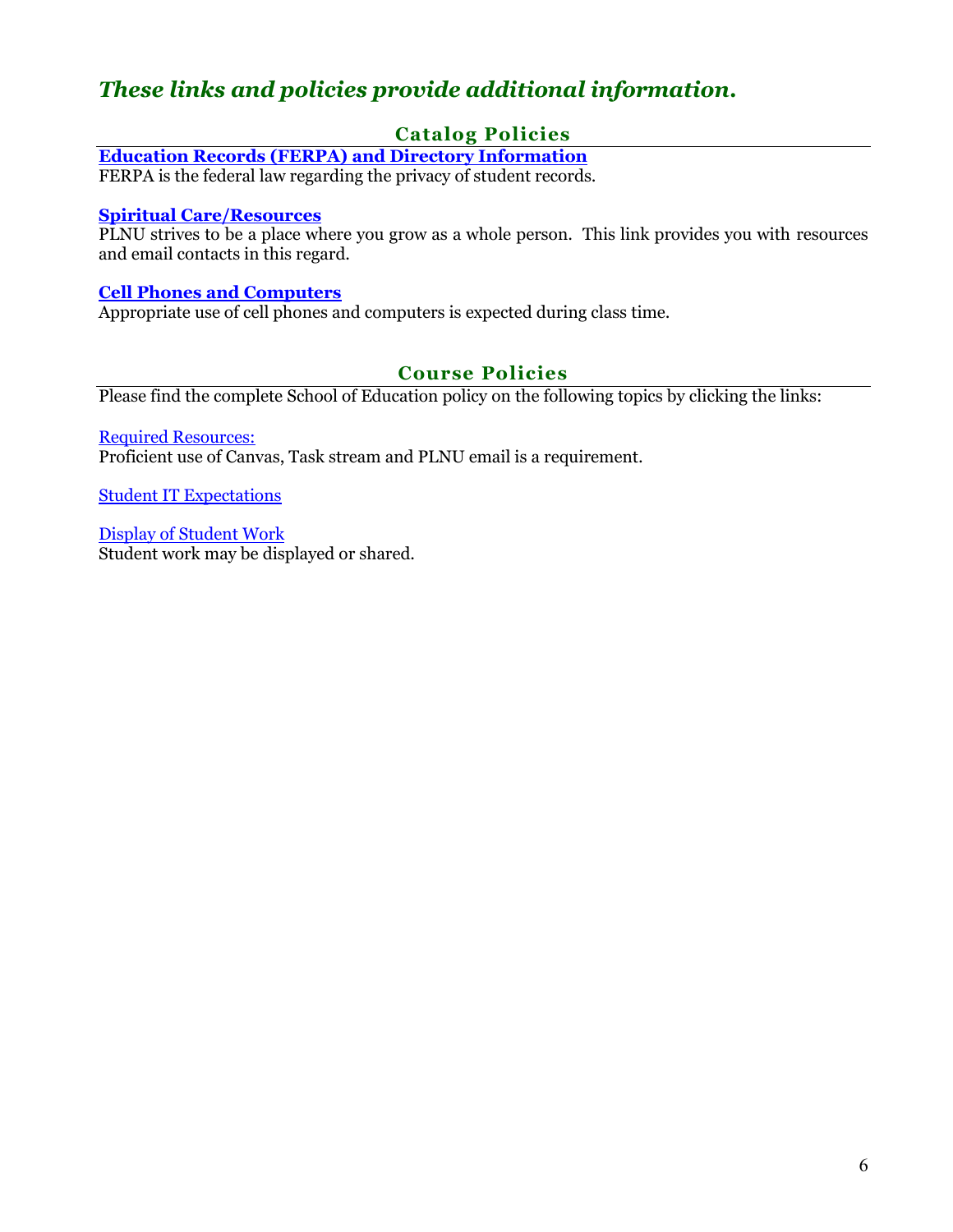# *These links and policies provide additional information.*

## Catalog Policies

**Education Records (FERPA) and Directory Information**
FERPA is the federal law regarding the privacy of student records.

**Spiritual Care/Resources**
PLNU strives to be a place where you grow as a whole person. This link provides you with resources and email contacts in this regard.

**Cell Phones and Computers**
Appropriate use of cell phones and computers is expected during class time.

## Course Policies

Please find the complete School of Education policy on the following topics by clicking the links:

Required Resources:
Proficient use of Canvas, Task stream and PLNU email is a requirement.

Student IT Expectations

Display of Student Work
Student work may be displayed or shared.